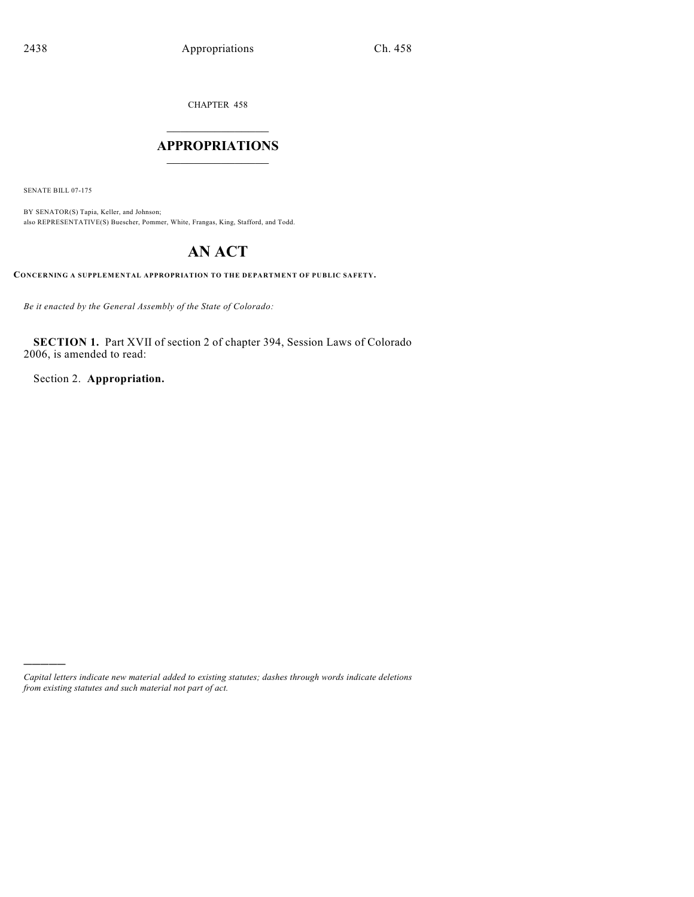CHAPTER 458

## APPROPRIATIONS

SENATE BILL 07-175

BY SENATOR(S) Tapia, Keller, and Johnson;
also REPRESENTATIVE(S) Buescher, Pommer, White, Frangas, King, Stafford, and Todd.

# AN ACT

**CONCERNING A SUPPLEMENTAL APPROPRIATION TO THE DEPARTMENT OF PUBLIC SAFETY.**

*Be it enacted by the General Assembly of the State of Colorado:*

**SECTION 1.** Part XVII of section 2 of chapter 394, Session Laws of Colorado 2006, is amended to read:

Section 2. **Appropriation.**

---

*Capital letters indicate new material added to existing statutes; dashes through words indicate deletions from existing statutes and such material not part of act.*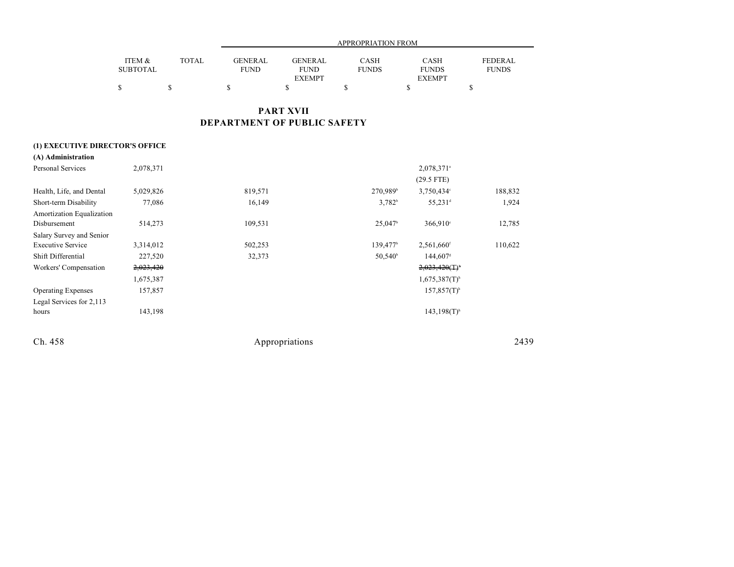| | ITEM & SUBTOTAL | TOTAL | APPROPRIATION FROM GENERAL FUND | GENERAL FUND EXEMPT | CASH FUNDS | CASH FUNDS EXEMPT | FEDERAL FUNDS |
|---|---|---|---|---|---|---|---|
| | $ | $ | $ | $ | $ | $ | $ |

## PART XVII
## DEPARTMENT OF PUBLIC SAFETY

**(1) EXECUTIVE DIRECTOR'S OFFICE**

**(A) Administration**

| | ITEM & SUBTOTAL | TOTAL | GENERAL FUND | GENERAL FUND EXEMPT | CASH FUNDS | CASH FUNDS EXEMPT | FEDERAL FUNDS |
|---|---|---|---|---|---|---|---|
| Personal Services | 2,078,371 | | | | | 2,078,371[a] | |
| | | | | | | (29.5 FTE) | |
| Health, Life, and Dental | 5,029,826 | | 819,571 | | 270,989[b] | 3,750,434[c] | 188,832 |
| Short-term Disability | 77,086 | | 16,149 | | 3,782[b] | 55,231[d] | 1,924 |
| Amortization Equalization Disbursement | 514,273 | | 109,531 | | 25,047[b] | 366,910[e] | 12,785 |
| Salary Survey and Senior Executive Service | 3,314,012 | | 502,253 | | 139,477[b] | 2,561,660[f] | 110,622 |
| Shift Differential | 227,520 | | 32,373 | | 50,540[b] | 144,607[g] | |
| Workers' Compensation | ~~2,023,420~~ | | | | | ~~2,023,420(T)[h]~~ | |
| | 1,675,387 | | | | | 1,675,387(T)[h] | |
| Operating Expenses | 157,857 | | | | | 157,857(T)[h] | |
| Legal Services for 2,113 hours | 143,198 | | | | | 143,198(T)[h] | |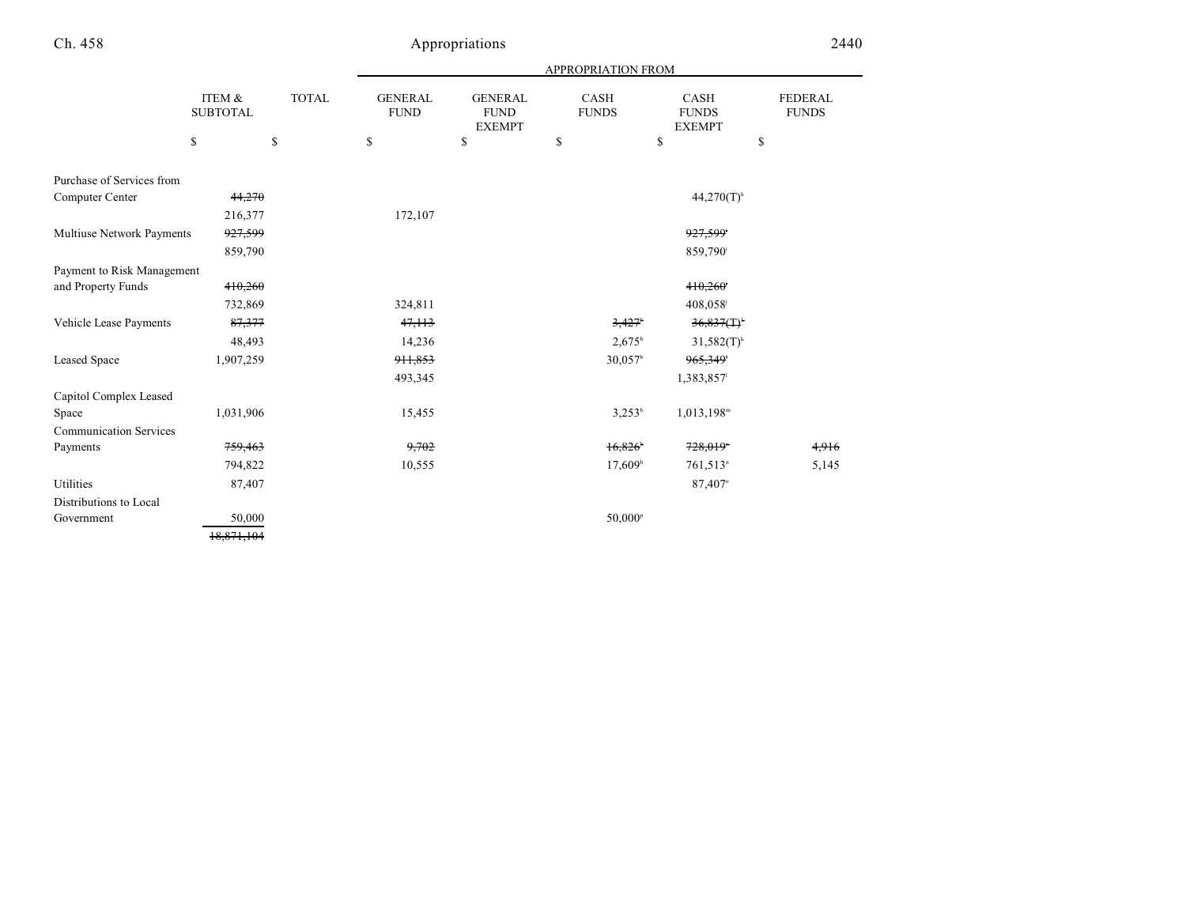| | ITEM & SUBTOTAL | TOTAL | GENERAL FUND | GENERAL FUND EXEMPT | CASH FUNDS | CASH FUNDS EXEMPT | FEDERAL FUNDS |
|---|---|---|---|---|---|---|---|
| | | | APPROPRIATION FROM | | | | |
| | $ | $ | $ | $ | $ | $ | $ |
| Purchase of Services from Computer Center | ~~44,270~~ | | | | | 44,270(T)[h] | |
| | 216,377 | | 172,107 | | | | |
| Multiuse Network Payments | ~~927,599~~ | | | | | ~~927,599~~[i] | |
| | 859,790 | | | | | 859,790[i] | |
| Payment to Risk Management and Property Funds | ~~410,260~~ | | | | | ~~410,260~~[j] | |
| | 732,869 | | 324,811 | | | 408,058[j] | |
| Vehicle Lease Payments | ~~87,377~~ | | ~~47,113~~ | | ~~3,427~~[b] | ~~36,837(T)~~[k] | |
| | 48,493 | | 14,236 | | 2,675[b] | 31,582(T)[k] | |
| Leased Space | 1,907,259 | | ~~911,853~~ | | 30,057[b] | ~~965,349~~[l] | |
| | | | 493,345 | | | 1,383,857[l] | |
| Capitol Complex Leased Space | 1,031,906 | | 15,455 | | 3,253[b] | 1,013,198[m] | |
| Communication Services Payments | ~~759,463~~ | | ~~9,702~~ | | ~~16,826~~[b] | ~~728,019~~[n] | ~~4,916~~ |
| | 794,822 | | 10,555 | | 17,609[b] | 761,513[n] | 5,145 |
| Utilities | 87,407 | | | | | 87,407[o] | |
| Distributions to Local Government | 50,000 | | | | 50,000[p] | | |
| | ~~18,871,104~~ | | | | | | |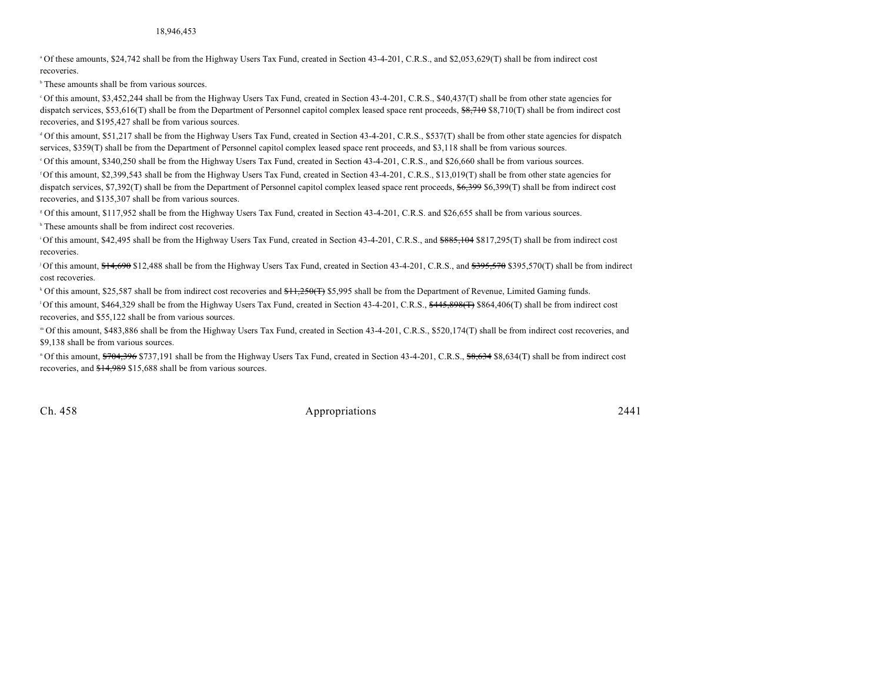18,946,453

[a] Of these amounts, $24,742 shall be from the Highway Users Tax Fund, created in Section 43-4-201, C.R.S., and $2,053,629(T) shall be from indirect cost recoveries.

[b] These amounts shall be from various sources.

[c] Of this amount, $3,452,244 shall be from the Highway Users Tax Fund, created in Section 43-4-201, C.R.S., $40,437(T) shall be from other state agencies for dispatch services, $53,616(T) shall be from the Department of Personnel capitol complex leased space rent proceeds, ~~$8,710~~ $8,710(T) shall be from indirect cost recoveries, and $195,427 shall be from various sources.

[d] Of this amount, $51,217 shall be from the Highway Users Tax Fund, created in Section 43-4-201, C.R.S., $537(T) shall be from other state agencies for dispatch services, $359(T) shall be from the Department of Personnel capitol complex leased space rent proceeds, and $3,118 shall be from various sources.

[e] Of this amount, $340,250 shall be from the Highway Users Tax Fund, created in Section 43-4-201, C.R.S., and $26,660 shall be from various sources.

[f] Of this amount, $2,399,543 shall be from the Highway Users Tax Fund, created in Section 43-4-201, C.R.S., $13,019(T) shall be from other state agencies for dispatch services, $7,392(T) shall be from the Department of Personnel capitol complex leased space rent proceeds, ~~$6,399~~ $6,399(T) shall be from indirect cost recoveries, and $135,307 shall be from various sources.

[g] Of this amount, $117,952 shall be from the Highway Users Tax Fund, created in Section 43-4-201, C.R.S. and $26,655 shall be from various sources.

[h] These amounts shall be from indirect cost recoveries.

[i] Of this amount, $42,495 shall be from the Highway Users Tax Fund, created in Section 43-4-201, C.R.S., and ~~$885,104~~ $817,295(T) shall be from indirect cost recoveries.

[j] Of this amount, ~~$14,690~~ $12,488 shall be from the Highway Users Tax Fund, created in Section 43-4-201, C.R.S., and ~~$395,570~~ $395,570(T) shall be from indirect cost recoveries.

[k] Of this amount, $25,587 shall be from indirect cost recoveries and ~~$11,250(T)~~ $5,995 shall be from the Department of Revenue, Limited Gaming funds.

[l] Of this amount, $464,329 shall be from the Highway Users Tax Fund, created in Section 43-4-201, C.R.S., ~~$445,898(T)~~ $864,406(T) shall be from indirect cost recoveries, and $55,122 shall be from various sources.

[m] Of this amount, $483,886 shall be from the Highway Users Tax Fund, created in Section 43-4-201, C.R.S., $520,174(T) shall be from indirect cost recoveries, and $9,138 shall be from various sources.

[n] Of this amount, ~~$704,396~~ $737,191 shall be from the Highway Users Tax Fund, created in Section 43-4-201, C.R.S., ~~$8,634~~ $8,634(T) shall be from indirect cost recoveries, and ~~$14,989~~ $15,688 shall be from various sources.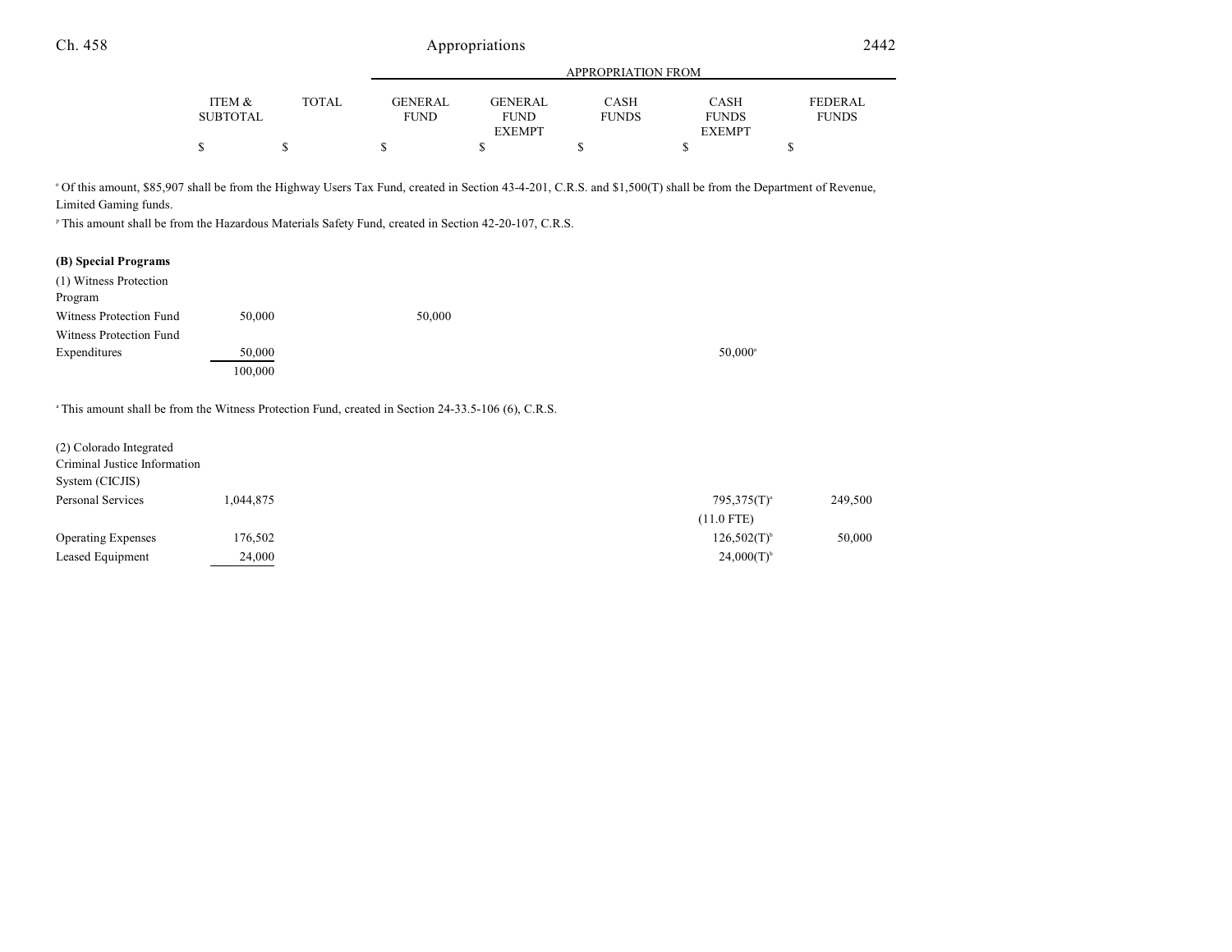| | ITEM & SUBTOTAL | TOTAL | GENERAL FUND | GENERAL FUND EXEMPT | CASH FUNDS | CASH FUNDS EXEMPT | FEDERAL FUNDS |
|---|---|---|---|---|---|---|---|
| | $ | $ | $ | $ | $ | $ | $ |

[o] Of this amount, $85,907 shall be from the Highway Users Tax Fund, created in Section 43-4-201, C.R.S. and $1,500(T) shall be from the Department of Revenue, Limited Gaming funds.

[p] This amount shall be from the Hazardous Materials Safety Fund, created in Section 42-20-107, C.R.S.

**(B) Special Programs**

| | ITEM & SUBTOTAL | TOTAL | GENERAL FUND | GENERAL FUND EXEMPT | CASH FUNDS | CASH FUNDS EXEMPT | FEDERAL FUNDS |
|---|---|---|---|---|---|---|---|
| (1) Witness Protection Program | | | | | | | |
| Witness Protection Fund | 50,000 | | 50,000 | | | | |
| Witness Protection Fund Expenditures | 50,000 | | | | | 50,000[a] | |
| | 100,000 | | | | | | |

[a] This amount shall be from the Witness Protection Fund, created in Section 24-33.5-106 (6), C.R.S.

| | ITEM & SUBTOTAL | TOTAL | GENERAL FUND | GENERAL FUND EXEMPT | CASH FUNDS | CASH FUNDS EXEMPT | FEDERAL FUNDS |
|---|---|---|---|---|---|---|---|
| (2) Colorado Integrated Criminal Justice Information System (CICJIS) | | | | | | | |
| Personal Services | 1,044,875 | | | | | 795,375(T)[a] | 249,500 |
| | | | | | | (11.0 FTE) | |
| Operating Expenses | 176,502 | | | | | 126,502(T)[b] | 50,000 |
| Leased Equipment | 24,000 | | | | | 24,000(T)[b] | |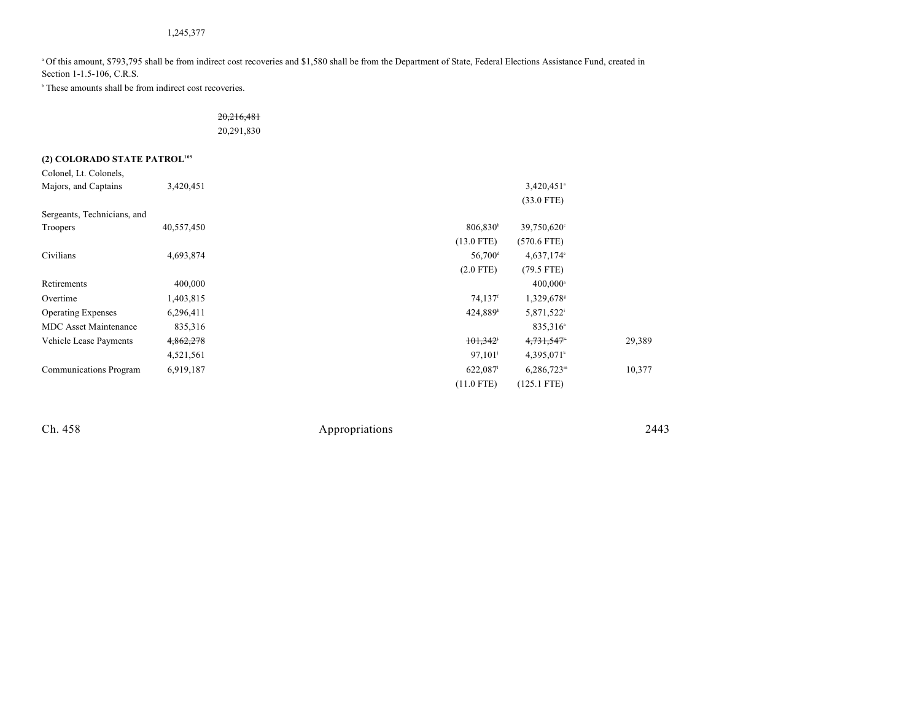1,245,377

[a] Of this amount, $793,795 shall be from indirect cost recoveries and $1,580 shall be from the Department of State, Federal Elections Assistance Fund, created in Section 1-1.5-106, C.R.S.

[b] These amounts shall be from indirect cost recoveries.

~~20,216,481~~
20,291,830

**(2) COLORADO STATE PATROL[109]**

| | | | | | | |
|---|---|---|---|---|---|---|
| Colonel, Lt. Colonels, Majors, and Captains | 3,420,451 | | | | 3,420,451[a] | |
| | | | | | (33.0 FTE) | |
| Sergeants, Technicians, and Troopers | 40,557,450 | | | 806,830[b] | 39,750,620[c] | |
| | | | | (13.0 FTE) | (570.6 FTE) | |
| Civilians | 4,693,874 | | | 56,700[d] | 4,637,174[e] | |
| | | | | (2.0 FTE) | (79.5 FTE) | |
| Retirements | 400,000 | | | | 400,000[a] | |
| Overtime | 1,403,815 | | | 74,137[f] | 1,329,678[g] | |
| Operating Expenses | 6,296,411 | | | 424,889[h] | 5,871,522[i] | |
| MDC Asset Maintenance | 835,316 | | | | 835,316[a] | |
| Vehicle Lease Payments | ~~4,862,278~~ | | | ~~101,342~~[j] | ~~4,731,547~~[k] | 29,389 |
| | 4,521,561 | | | 97,101[j] | 4,395,071[k] | |
| Communications Program | 6,919,187 | | | 622,087[l] | 6,286,723[m] | 10,377 |
| | | | | (11.0 FTE) | (125.1 FTE) | |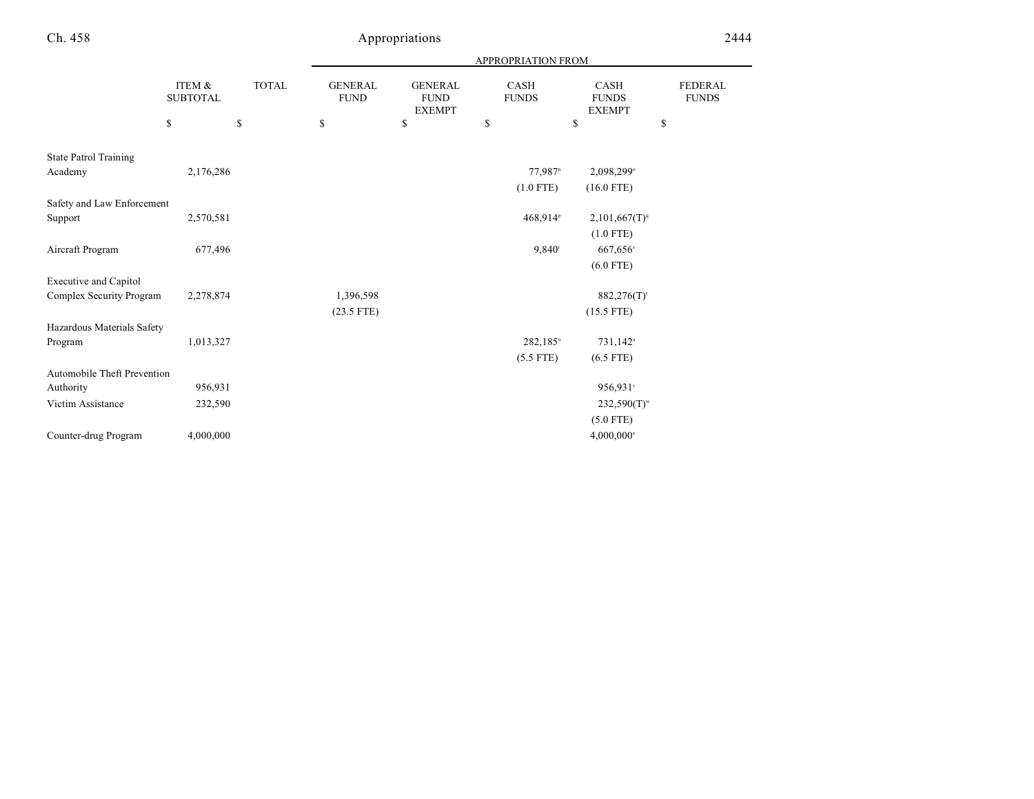| | ITEM & SUBTOTAL | TOTAL | APPROPRIATION FROM | | | | |
|---|---|---|---|---|---|---|---|
| | | | GENERAL FUND | GENERAL FUND EXEMPT | CASH FUNDS | CASH FUNDS EXEMPT | FEDERAL FUNDS |
| | $ | $ | $ | $ | $ | $ | $ |
| State Patrol Training Academy | 2,176,286 | | | | 77,987[n] (1.0 FTE) | 2,098,299[o] (16.0 FTE) | |
| Safety and Law Enforcement Support | 2,570,581 | | | | 468,914[p] | 2,101,667(T)[q] (1.0 FTE) | |
| Aircraft Program | 677,496 | | | | 9,840[r] | 667,656[s] (6.0 FTE) | |
| Executive and Capitol Complex Security Program | 2,278,874 | | 1,396,598 (23.5 FTE) | | | 882,276(T)[t] (15.5 FTE) | |
| Hazardous Materials Safety Program | 1,013,327 | | | | 282,185[u] (5.5 FTE) | 731,142[u] (6.5 FTE) | |
| Automobile Theft Prevention Authority | 956,931 | | | | | 956,931[v] | |
| Victim Assistance | 232,590 | | | | | 232,590(T)[w] (5.0 FTE) | |
| Counter-drug Program | 4,000,000 | | | | | 4,000,000[x] | |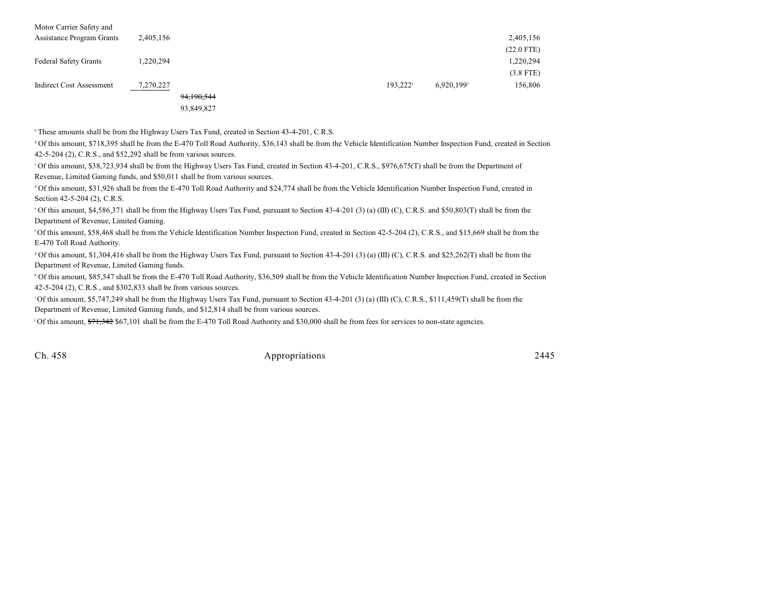| | | | | | | |
|---|---|---|---|---|---|---|
| Motor Carrier Safety and Assistance Program Grants | 2,405,156 | | | | | 2,405,156 (22.0 FTE) |
| Federal Safety Grants | 1,220,294 | | | | | 1,220,294 (3.8 FTE) |
| Indirect Cost Assessment | 7,270,227 | | | 193,222[y] | 6,920,199[z] | 156,806 |
| | | ~~94,190,544~~ 93,849,827 | | | | |

[a] These amounts shall be from the Highway Users Tax Fund, created in Section 43-4-201, C.R.S.

[b] Of this amount, $718,395 shall be from the E-470 Toll Road Authority, $36,143 shall be from the Vehicle Identification Number Inspection Fund, created in Section 42-5-204 (2), C.R.S., and $52,292 shall be from various sources.

[c] Of this amount, $38,723,934 shall be from the Highway Users Tax Fund, created in Section 43-4-201, C.R.S., $976,675(T) shall be from the Department of Revenue, Limited Gaming funds, and $50,011 shall be from various sources.

[d] Of this amount, $31,926 shall be from the E-470 Toll Road Authority and $24,774 shall be from the Vehicle Identification Number Inspection Fund, created in Section 42-5-204 (2), C.R.S.

[e] Of this amount, $4,586,371 shall be from the Highway Users Tax Fund, pursuant to Section 43-4-201 (3) (a) (III) (C), C.R.S. and $50,803(T) shall be from the Department of Revenue, Limited Gaming.

[f] Of this amount, $58,468 shall be from the Vehicle Identification Number Inspection Fund, created in Section 42-5-204 (2), C.R.S., and $15,669 shall be from the E-470 Toll Road Authority.

[g] Of this amount, $1,304,416 shall be from the Highway Users Tax Fund, pursuant to Section 43-4-201 (3) (a) (III) (C), C.R.S. and $25,262(T) shall be from the Department of Revenue, Limited Gaming funds.

[h] Of this amount, $85,547 shall be from the E-470 Toll Road Authority, $36,509 shall be from the Vehicle Identification Number Inspection Fund, created in Section 42-5-204 (2), C.R.S., and $302,833 shall be from various sources.

[i] Of this amount, $5,747,249 shall be from the Highway Users Tax Fund, pursuant to Section 43-4-201 (3) (a) (III) (C), C.R.S., $111,459(T) shall be from the Department of Revenue, Limited Gaming funds, and $12,814 shall be from various sources.

[j] Of this amount, ~~$71,342~~ $67,101 shall be from the E-470 Toll Road Authority and $30,000 shall be from fees for services to non-state agencies.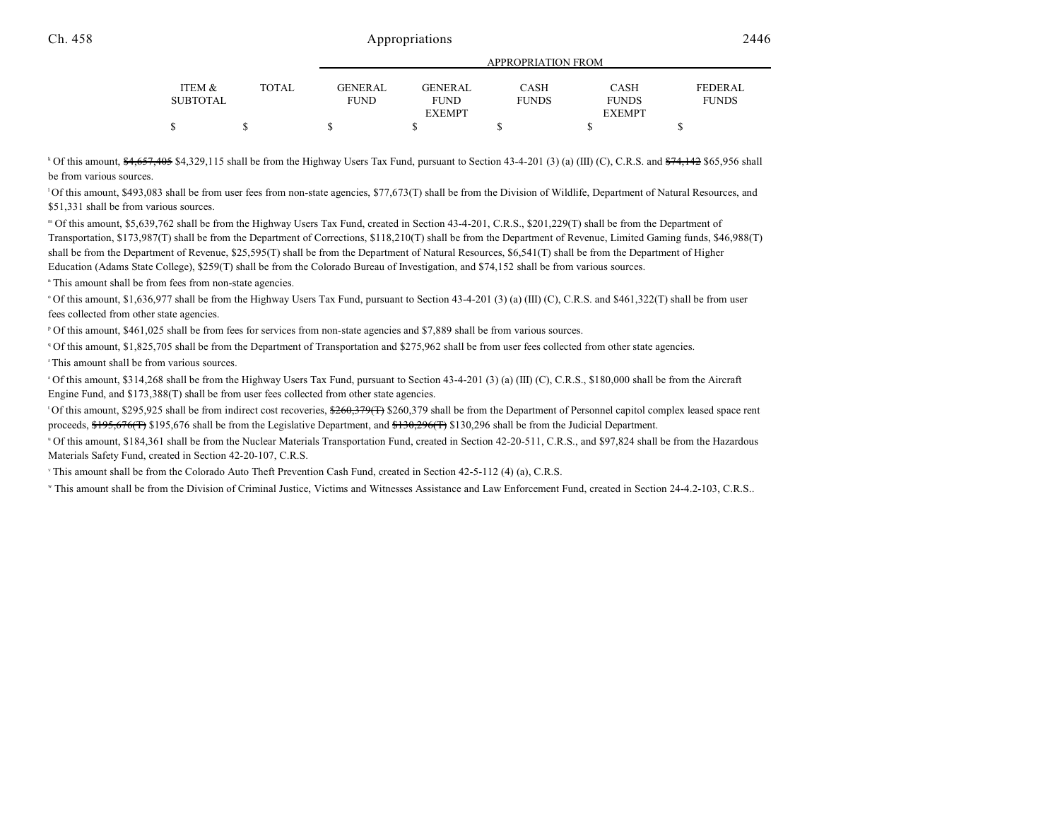| ITEM & SUBTOTAL | TOTAL | APPROPRIATION FROM GENERAL FUND | GENERAL FUND EXEMPT | CASH FUNDS | CASH FUNDS EXEMPT | FEDERAL FUNDS |
|---|---|---|---|---|---|---|
| $ | $ | $ | $ | $ | $ | $ |

[k] Of this amount, ~~$4,657,405~~ $4,329,115 shall be from the Highway Users Tax Fund, pursuant to Section 43-4-201 (3) (a) (III) (C), C.R.S. and ~~$74,142~~ $65,956 shall be from various sources.

[l] Of this amount, $493,083 shall be from user fees from non-state agencies, $77,673(T) shall be from the Division of Wildlife, Department of Natural Resources, and $51,331 shall be from various sources.

[m] Of this amount, $5,639,762 shall be from the Highway Users Tax Fund, created in Section 43-4-201, C.R.S., $201,229(T) shall be from the Department of Transportation, $173,987(T) shall be from the Department of Corrections, $118,210(T) shall be from the Department of Revenue, Limited Gaming funds, $46,988(T) shall be from the Department of Revenue, $25,595(T) shall be from the Department of Natural Resources, $6,541(T) shall be from the Department of Higher Education (Adams State College), $259(T) shall be from the Colorado Bureau of Investigation, and $74,152 shall be from various sources.

[n] This amount shall be from fees from non-state agencies.

[o] Of this amount, $1,636,977 shall be from the Highway Users Tax Fund, pursuant to Section 43-4-201 (3) (a) (III) (C), C.R.S. and $461,322(T) shall be from user fees collected from other state agencies.

[p] Of this amount, $461,025 shall be from fees for services from non-state agencies and $7,889 shall be from various sources.

[q] Of this amount, $1,825,705 shall be from the Department of Transportation and $275,962 shall be from user fees collected from other state agencies.

[r] This amount shall be from various sources.

[s] Of this amount, $314,268 shall be from the Highway Users Tax Fund, pursuant to Section 43-4-201 (3) (a) (III) (C), C.R.S., $180,000 shall be from the Aircraft Engine Fund, and $173,388(T) shall be from user fees collected from other state agencies.

[t] Of this amount, $295,925 shall be from indirect cost recoveries, ~~$260,379(T)~~ $260,379 shall be from the Department of Personnel capitol complex leased space rent proceeds, ~~$195,676(T)~~ $195,676 shall be from the Legislative Department, and ~~$130,296(T)~~ $130,296 shall be from the Judicial Department.

[u] Of this amount, $184,361 shall be from the Nuclear Materials Transportation Fund, created in Section 42-20-511, C.R.S., and $97,824 shall be from the Hazardous Materials Safety Fund, created in Section 42-20-107, C.R.S.

[v] This amount shall be from the Colorado Auto Theft Prevention Cash Fund, created in Section 42-5-112 (4) (a), C.R.S.

[w] This amount shall be from the Division of Criminal Justice, Victims and Witnesses Assistance and Law Enforcement Fund, created in Section 24-4.2-103, C.R.S..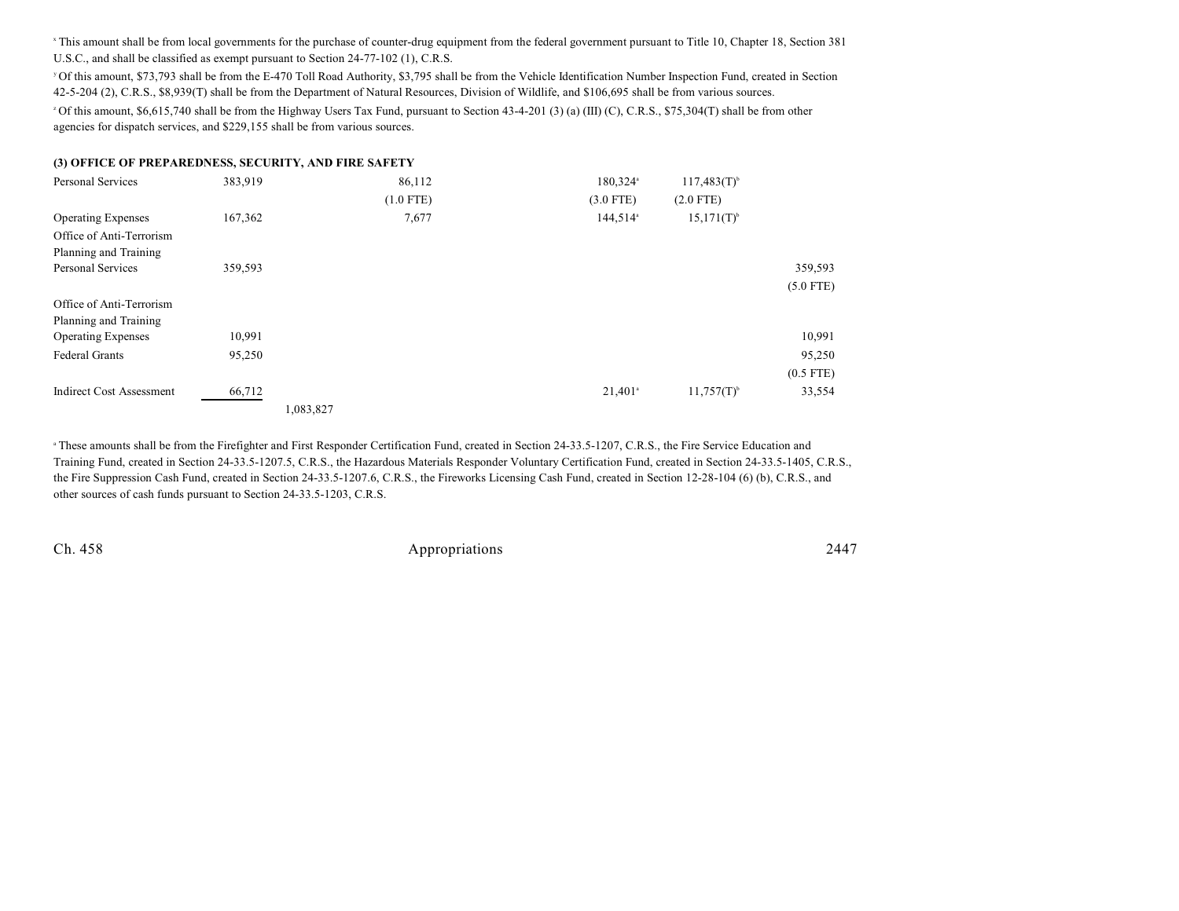[x] This amount shall be from local governments for the purchase of counter-drug equipment from the federal government pursuant to Title 10, Chapter 18, Section 381 U.S.C., and shall be classified as exempt pursuant to Section 24-77-102 (1), C.R.S.

[y] Of this amount, $73,793 shall be from the E-470 Toll Road Authority, $3,795 shall be from the Vehicle Identification Number Inspection Fund, created in Section 42-5-204 (2), C.R.S., $8,939(T) shall be from the Department of Natural Resources, Division of Wildlife, and $106,695 shall be from various sources.

[z] Of this amount, $6,615,740 shall be from the Highway Users Tax Fund, pursuant to Section 43-4-201 (3) (a) (III) (C), C.R.S., $75,304(T) shall be from other agencies for dispatch services, and $229,155 shall be from various sources.

**(3) OFFICE OF PREPAREDNESS, SECURITY, AND FIRE SAFETY**

| | | | | | | |
|---|---|---|---|---|---|---|
| Personal Services | 383,919 | | 86,112 | 180,324[a] | 117,483(T)[b] | |
| | | | (1.0 FTE) | (3.0 FTE) | (2.0 FTE) | |
| Operating Expenses | 167,362 | | 7,677 | 144,514[a] | 15,171(T)[b] | |
| Office of Anti-Terrorism Planning and Training Personal Services | 359,593 | | | | | 359,593 |
| | | | | | | (5.0 FTE) |
| Office of Anti-Terrorism Planning and Training Operating Expenses | 10,991 | | | | | 10,991 |
| Federal Grants | 95,250 | | | | | 95,250 |
| | | | | | | (0.5 FTE) |
| Indirect Cost Assessment | 66,712 | | | 21,401[a] | 11,757(T)[b] | 33,554 |
| | | 1,083,827 | | | | |

[a] These amounts shall be from the Firefighter and First Responder Certification Fund, created in Section 24-33.5-1207, C.R.S., the Fire Service Education and Training Fund, created in Section 24-33.5-1207.5, C.R.S., the Hazardous Materials Responder Voluntary Certification Fund, created in Section 24-33.5-1405, C.R.S., the Fire Suppression Cash Fund, created in Section 24-33.5-1207.6, C.R.S., the Fireworks Licensing Cash Fund, created in Section 12-28-104 (6) (b), C.R.S., and other sources of cash funds pursuant to Section 24-33.5-1203, C.R.S.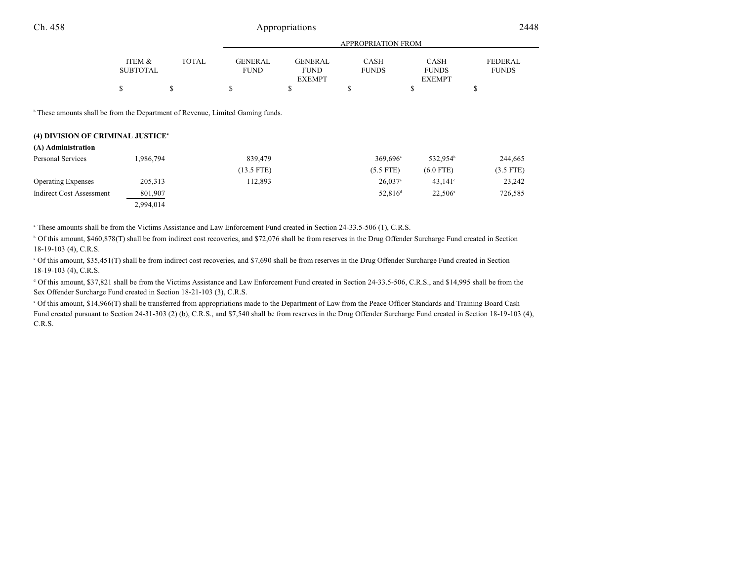|  | ITEM & SUBTOTAL | TOTAL | APPROPRIATION FROM GENERAL FUND | GENERAL FUND EXEMPT | CASH FUNDS | CASH FUNDS EXEMPT | FEDERAL FUNDS |
|---|---|---|---|---|---|---|---|
|  | $ | $ | $ | $ | $ | $ | $ |

[b] These amounts shall be from the Department of Revenue, Limited Gaming funds.

**(4) DIVISION OF CRIMINAL JUSTICE**[4]

**(A) Administration**

|  | ITEM & SUBTOTAL | TOTAL | GENERAL FUND | GENERAL FUND EXEMPT | CASH FUNDS | CASH FUNDS EXEMPT | FEDERAL FUNDS |
|---|---|---|---|---|---|---|---|
| Personal Services | 1,986,794 |  | 839,479 |  | 369,696[a] | 532,954[b] | 244,665 |
|  |  |  | (13.5 FTE) |  | (5.5 FTE) | (6.0 FTE) | (3.5 FTE) |
| Operating Expenses | 205,313 |  | 112,893 |  | 26,037[a] | 43,141[c] | 23,242 |
| Indirect Cost Assessment | 801,907 |  |  |  | 52,816[d] | 22,506[e] | 726,585 |
|  | 2,994,014 |  |  |  |  |  |  |

[a] These amounts shall be from the Victims Assistance and Law Enforcement Fund created in Section 24-33.5-506 (1), C.R.S.

[b] Of this amount, $460,878(T) shall be from indirect cost recoveries, and $72,076 shall be from reserves in the Drug Offender Surcharge Fund created in Section 18-19-103 (4), C.R.S.

[c] Of this amount, $35,451(T) shall be from indirect cost recoveries, and $7,690 shall be from reserves in the Drug Offender Surcharge Fund created in Section 18-19-103 (4), C.R.S.

[d] Of this amount, $37,821 shall be from the Victims Assistance and Law Enforcement Fund created in Section 24-33.5-506, C.R.S., and $14,995 shall be from the Sex Offender Surcharge Fund created in Section 18-21-103 (3), C.R.S.

[e] Of this amount, $14,966(T) shall be transferred from appropriations made to the Department of Law from the Peace Officer Standards and Training Board Cash Fund created pursuant to Section 24-31-303 (2) (b), C.R.S., and $7,540 shall be from reserves in the Drug Offender Surcharge Fund created in Section 18-19-103 (4), C.R.S.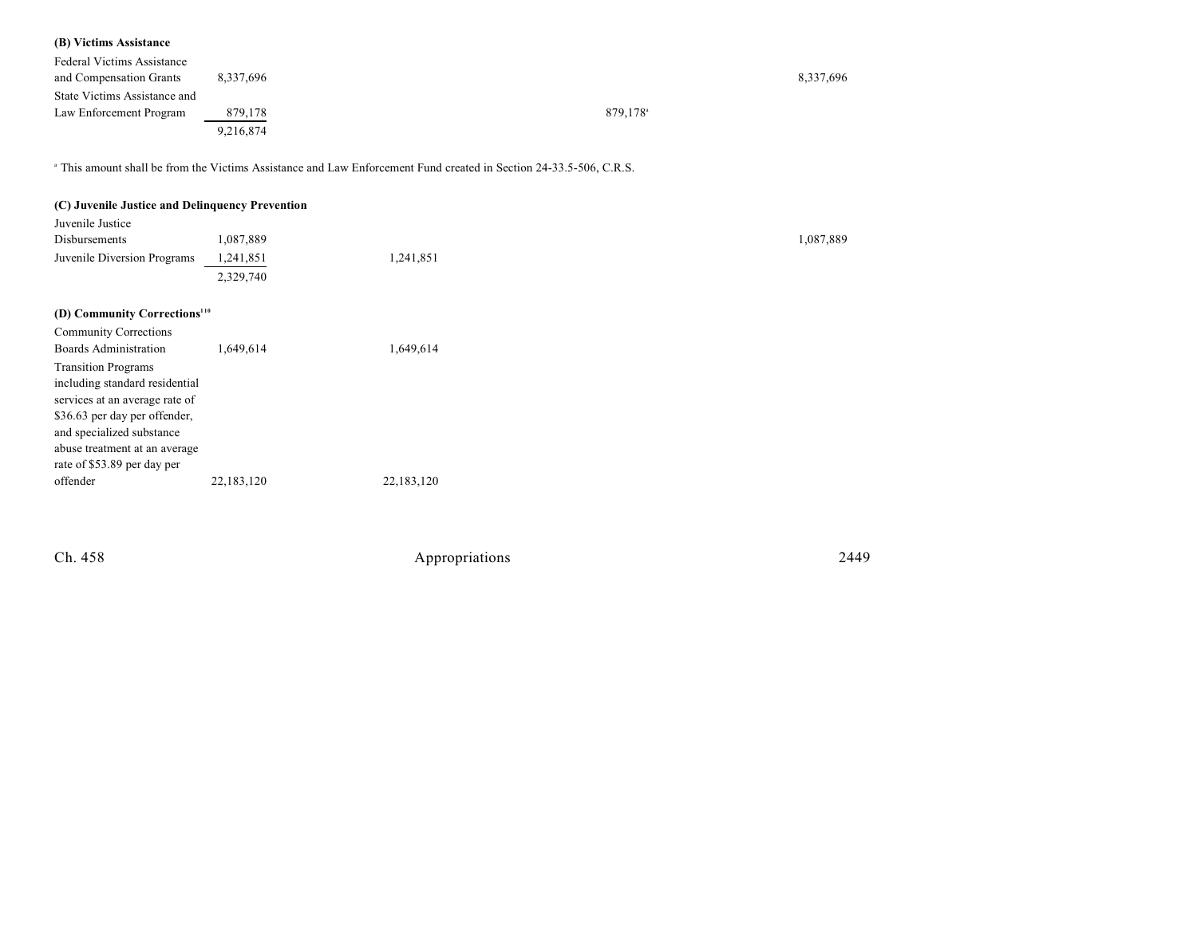**(B) Victims Assistance**

| | | | | | |
|---|---|---|---|---|---|
| Federal Victims Assistance and Compensation Grants | 8,337,696 | | | | 8,337,696 |
| State Victims Assistance and Law Enforcement Program | 879,178 | | | 879,178[a] | |
| | 9,216,874 | | | | |

[a] This amount shall be from the Victims Assistance and Law Enforcement Fund created in Section 24-33.5-506, C.R.S.

**(C) Juvenile Justice and Delinquency Prevention**

| | | | | | |
|---|---|---|---|---|---|
| Juvenile Justice Disbursements | 1,087,889 | | | | 1,087,889 |
| Juvenile Diversion Programs | 1,241,851 | 1,241,851 | | | |
| | 2,329,740 | | | | |

**(D) Community Corrections[110]**

| | | | | | |
|---|---|---|---|---|---|
| Community Corrections Boards Administration | 1,649,614 | 1,649,614 | | | |
| Transition Programs including standard residential services at an average rate of $36.63 per day per offender, and specialized substance abuse treatment at an average rate of $53.89 per day per offender | 22,183,120 | 22,183,120 | | | |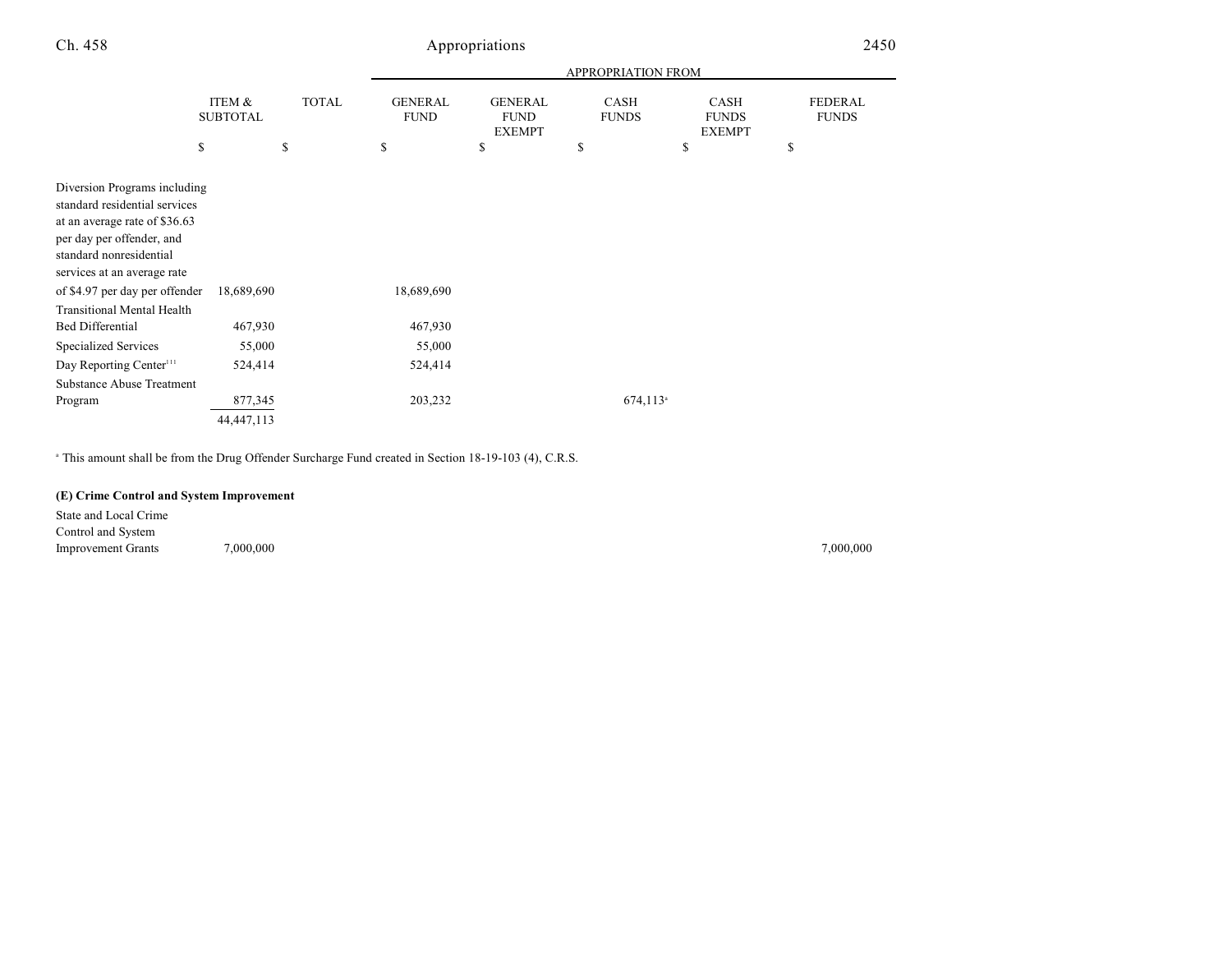| | ITEM & SUBTOTAL | TOTAL | APPROPRIATION FROM GENERAL FUND | GENERAL FUND EXEMPT | CASH FUNDS | CASH FUNDS EXEMPT | FEDERAL FUNDS |
|---|---|---|---|---|---|---|---|
| | $ | $ | $ | $ | $ | $ | $ |
| Diversion Programs including standard residential services at an average rate of $36.63 per day per offender, and standard nonresidential services at an average rate of $4.97 per day per offender | 18,689,690 | | 18,689,690 | | | | |
| Transitional Mental Health Bed Differential | 467,930 | | 467,930 | | | | |
| Specialized Services | 55,000 | | 55,000 | | | | |
| Day Reporting Center[111] | 524,414 | | 524,414 | | | | |
| Substance Abuse Treatment Program | 877,345 | | 203,232 | | 674,113[a] | | |
| | 44,447,113 | | | | | | |

[a] This amount shall be from the Drug Offender Surcharge Fund created in Section 18-19-103 (4), C.R.S.

**(E) Crime Control and System Improvement**

| | ITEM & SUBTOTAL | TOTAL | GENERAL FUND | GENERAL FUND EXEMPT | CASH FUNDS | CASH FUNDS EXEMPT | FEDERAL FUNDS |
|---|---|---|---|---|---|---|---|
| State and Local Crime Control and System Improvement Grants | 7,000,000 | | | | | | 7,000,000 |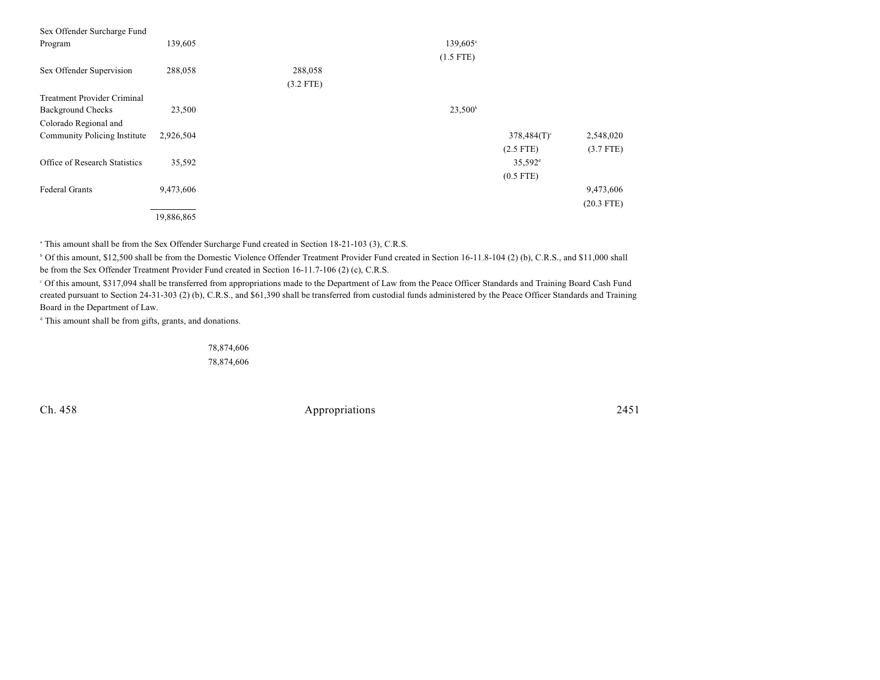| | | | | | | |
|---|---|---|---|---|---|---|
| Sex Offender Surcharge Fund Program | 139,605 | | | 139,605[a] (1.5 FTE) | | |
| Sex Offender Supervision | 288,058 | | 288,058 (3.2 FTE) | | | |
| Treatment Provider Criminal Background Checks | 23,500 | | | 23,500[b] | | |
| Colorado Regional and Community Policing Institute | 2,926,504 | | | | 378,484(T)[c] (2.5 FTE) | 2,548,020 (3.7 FTE) |
| Office of Research Statistics | 35,592 | | | | 35,592[d] (0.5 FTE) | |
| Federal Grants | 9,473,606 | | | | | 9,473,606 (20.3 FTE) |
| | 19,886,865 | | | | | |

[a] This amount shall be from the Sex Offender Surcharge Fund created in Section 18-21-103 (3), C.R.S.

[b] Of this amount, $12,500 shall be from the Domestic Violence Offender Treatment Provider Fund created in Section 16-11.8-104 (2) (b), C.R.S., and $11,000 shall be from the Sex Offender Treatment Provider Fund created in Section 16-11.7-106 (2) (c), C.R.S.

[c] Of this amount, $317,094 shall be transferred from appropriations made to the Department of Law from the Peace Officer Standards and Training Board Cash Fund created pursuant to Section 24-31-303 (2) (b), C.R.S., and $61,390 shall be transferred from custodial funds administered by the Peace Officer Standards and Training Board in the Department of Law.

[d] This amount shall be from gifts, grants, and donations.

78,874,606

78,874,606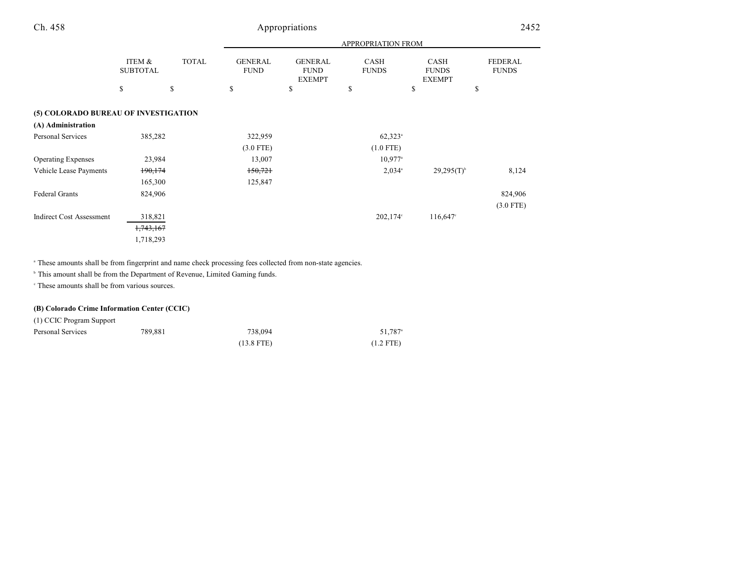| | ITEM & SUBTOTAL | TOTAL | APPROPRIATION FROM GENERAL FUND | GENERAL FUND EXEMPT | CASH FUNDS | CASH FUNDS EXEMPT | FEDERAL FUNDS |
|---|---|---|---|---|---|---|---|
| | $ | $ | $ | $ | $ | $ | $ |
| **(5) COLORADO BUREAU OF INVESTIGATION** | | | | | | | |
| **(A) Administration** | | | | | | | |
| Personal Services | 385,282 | | 322,959 | | 62,323[a] | | |
| | | | (3.0 FTE) | | (1.0 FTE) | | |
| Operating Expenses | 23,984 | | 13,007 | | 10,977[a] | | |
| Vehicle Lease Payments | ~~190,174~~ | | ~~150,721~~ | | 2,034[a] | 29,295(T)[b] | 8,124 |
| | 165,300 | | 125,847 | | | | |
| Federal Grants | 824,906 | | | | | | 824,906 |
| | | | | | | | (3.0 FTE) |
| Indirect Cost Assessment | 318,821 | | | | 202,174[c] | 116,647[c] | |
| | ~~1,743,167~~ | | | | | | |
| | 1,718,293 | | | | | | |

[a] These amounts shall be from fingerprint and name check processing fees collected from non-state agencies.

[b] This amount shall be from the Department of Revenue, Limited Gaming funds.

[c] These amounts shall be from various sources.

| | ITEM & SUBTOTAL | TOTAL | GENERAL FUND | GENERAL FUND EXEMPT | CASH FUNDS | CASH FUNDS EXEMPT | FEDERAL FUNDS |
|---|---|---|---|---|---|---|---|
| **(B) Colorado Crime Information Center (CCIC)** | | | | | | | |
| (1) CCIC Program Support | | | | | | | |
| Personal Services | 789,881 | | 738,094 | | 51,787[a] | | |
| | | | (13.8 FTE) | | (1.2 FTE) | | |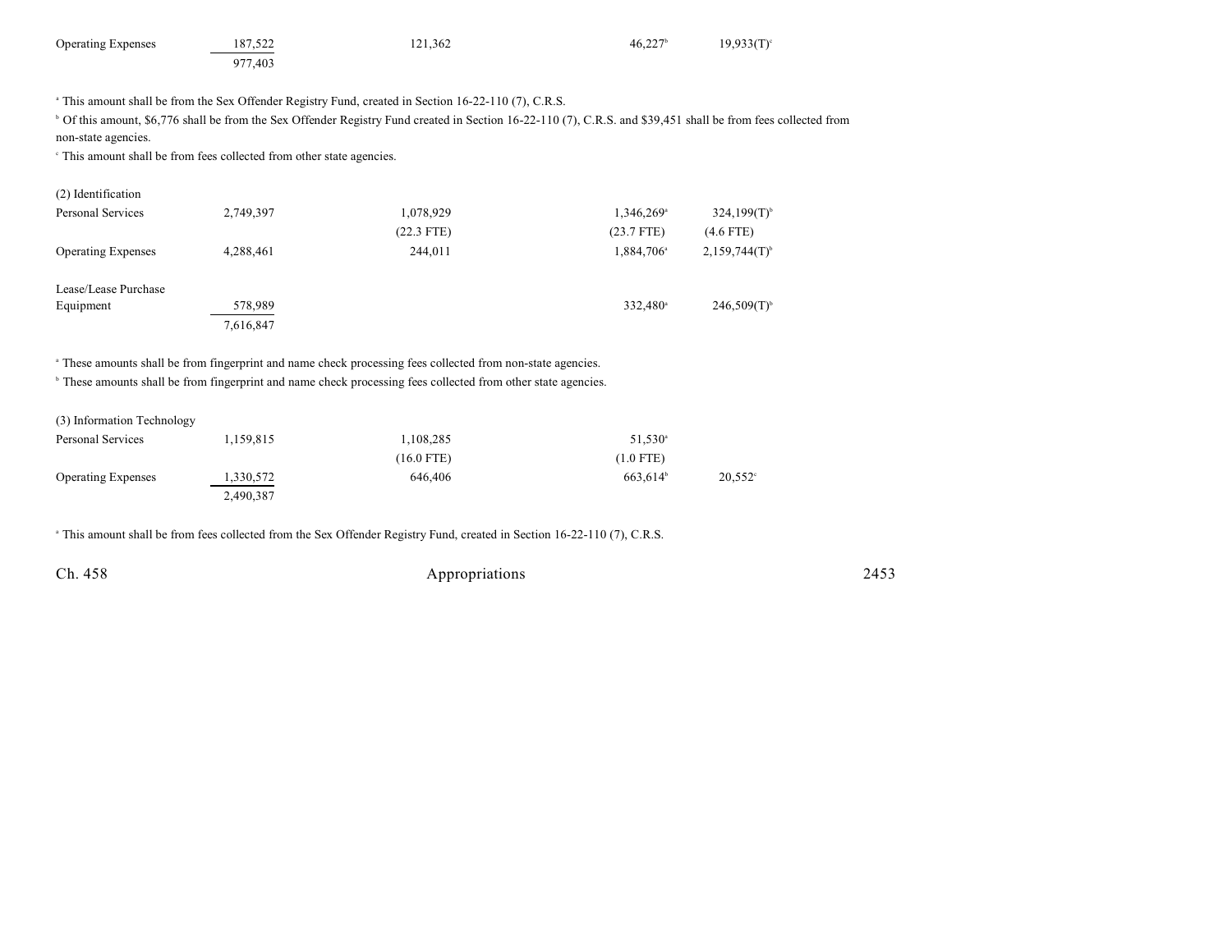| | | | | |
|---|---|---|---|---|
| Operating Expenses | 187,522 | 121,362 | 46,227[b] | 19,933(T)[c] |
| | 977,403 | | | |

[a] This amount shall be from the Sex Offender Registry Fund, created in Section 16-22-110 (7), C.R.S.

[b] Of this amount, $6,776 shall be from the Sex Offender Registry Fund created in Section 16-22-110 (7), C.R.S. and $39,451 shall be from fees collected from non-state agencies.

[c] This amount shall be from fees collected from other state agencies.

| | | | | |
|---|---|---|---|---|
| (2) Identification | | | | |
| Personal Services | 2,749,397 | 1,078,929 | 1,346,269[a] | 324,199(T)[b] |
| | | (22.3 FTE) | (23.7 FTE) | (4.6 FTE) |
| Operating Expenses | 4,288,461 | 244,011 | 1,884,706[a] | 2,159,744(T)[b] |
| Lease/Lease Purchase Equipment | 578,989 | | 332,480[a] | 246,509(T)[b] |
| | 7,616,847 | | | |

[a] These amounts shall be from fingerprint and name check processing fees collected from non-state agencies.

[b] These amounts shall be from fingerprint and name check processing fees collected from other state agencies.

| | | | | |
|---|---|---|---|---|
| (3) Information Technology | | | | |
| Personal Services | 1,159,815 | 1,108,285 | 51,530[a] | |
| | | (16.0 FTE) | (1.0 FTE) | |
| Operating Expenses | 1,330,572 | 646,406 | 663,614[b] | 20,552[c] |
| | 2,490,387 | | | |

[a] This amount shall be from fees collected from the Sex Offender Registry Fund, created in Section 16-22-110 (7), C.R.S.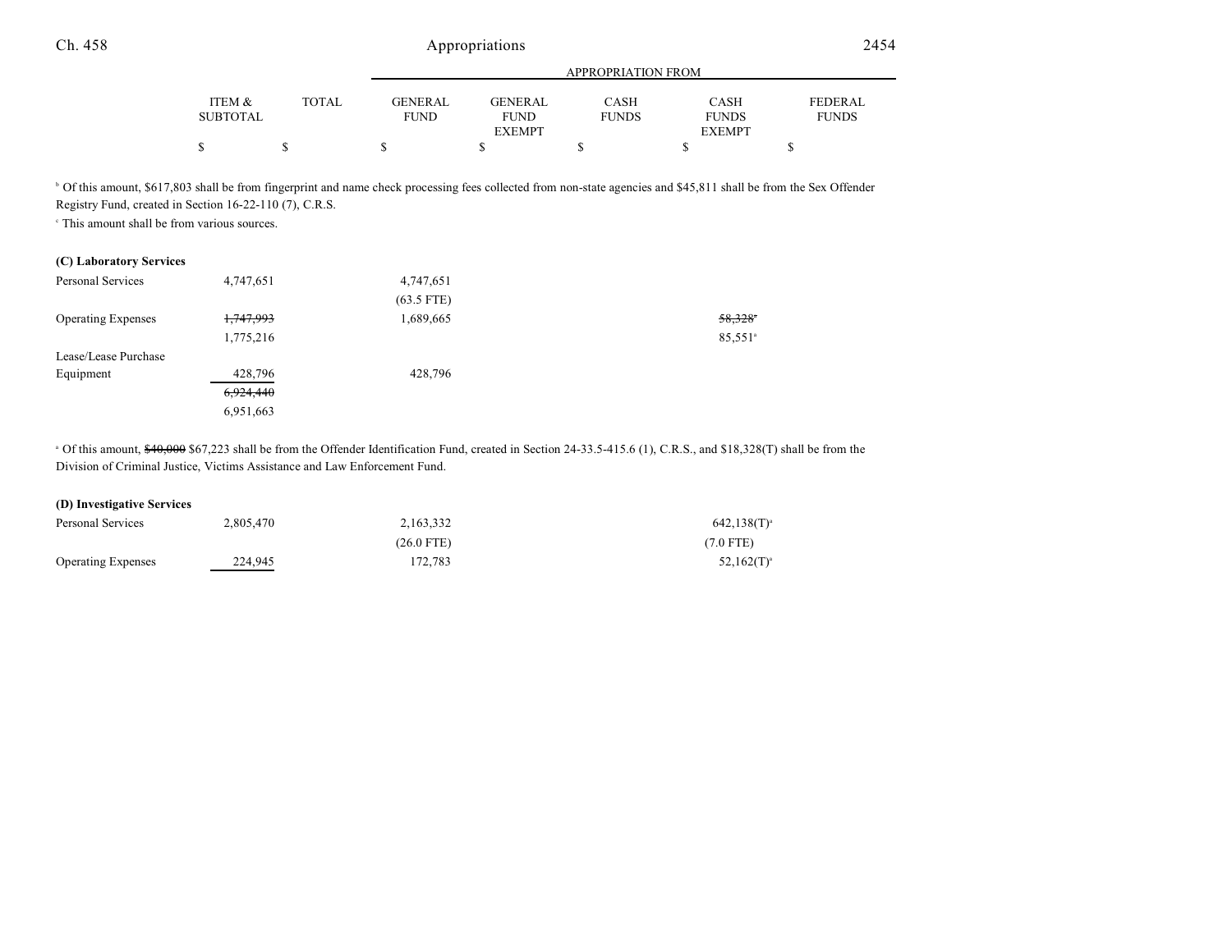| | ITEM & SUBTOTAL | TOTAL | GENERAL FUND | GENERAL FUND EXEMPT | CASH FUNDS | CASH FUNDS EXEMPT | FEDERAL FUNDS |
|---|---|---|---|---|---|---|---|
| | $ | $ | $ | $ | $ | $ | $ |

[b] Of this amount, $617,803 shall be from fingerprint and name check processing fees collected from non-state agencies and $45,811 shall be from the Sex Offender Registry Fund, created in Section 16-22-110 (7), C.R.S.

[c] This amount shall be from various sources.

**(C) Laboratory Services**

| | ITEM & SUBTOTAL | TOTAL | GENERAL FUND | GENERAL FUND EXEMPT | CASH FUNDS | CASH FUNDS EXEMPT | FEDERAL FUNDS |
|---|---|---|---|---|---|---|---|
| Personal Services | 4,747,651 | | 4,747,651 | | | | |
| | | | (63.5 FTE) | | | | |
| Operating Expenses | ~~1,747,993~~ | | 1,689,665 | | | ~~58,328~~[a] | |
| | 1,775,216 | | | | | 85,551[a] | |
| Lease/Lease Purchase Equipment | 428,796 | | 428,796 | | | | |
| | ~~6,924,440~~ | | | | | | |
| | 6,951,663 | | | | | | |

[a] Of this amount, ~~$40,000~~ $67,223 shall be from the Offender Identification Fund, created in Section 24-33.5-415.6 (1), C.R.S., and $18,328(T) shall be from the Division of Criminal Justice, Victims Assistance and Law Enforcement Fund.

**(D) Investigative Services**

| | ITEM & SUBTOTAL | TOTAL | GENERAL FUND | GENERAL FUND EXEMPT | CASH FUNDS | CASH FUNDS EXEMPT | FEDERAL FUNDS |
|---|---|---|---|---|---|---|---|
| Personal Services | 2,805,470 | | 2,163,332 | | | 642,138(T)[a] | |
| | | | (26.0 FTE) | | | (7.0 FTE) | |
| Operating Expenses | 224,945 | | 172,783 | | | 52,162(T)[a] | |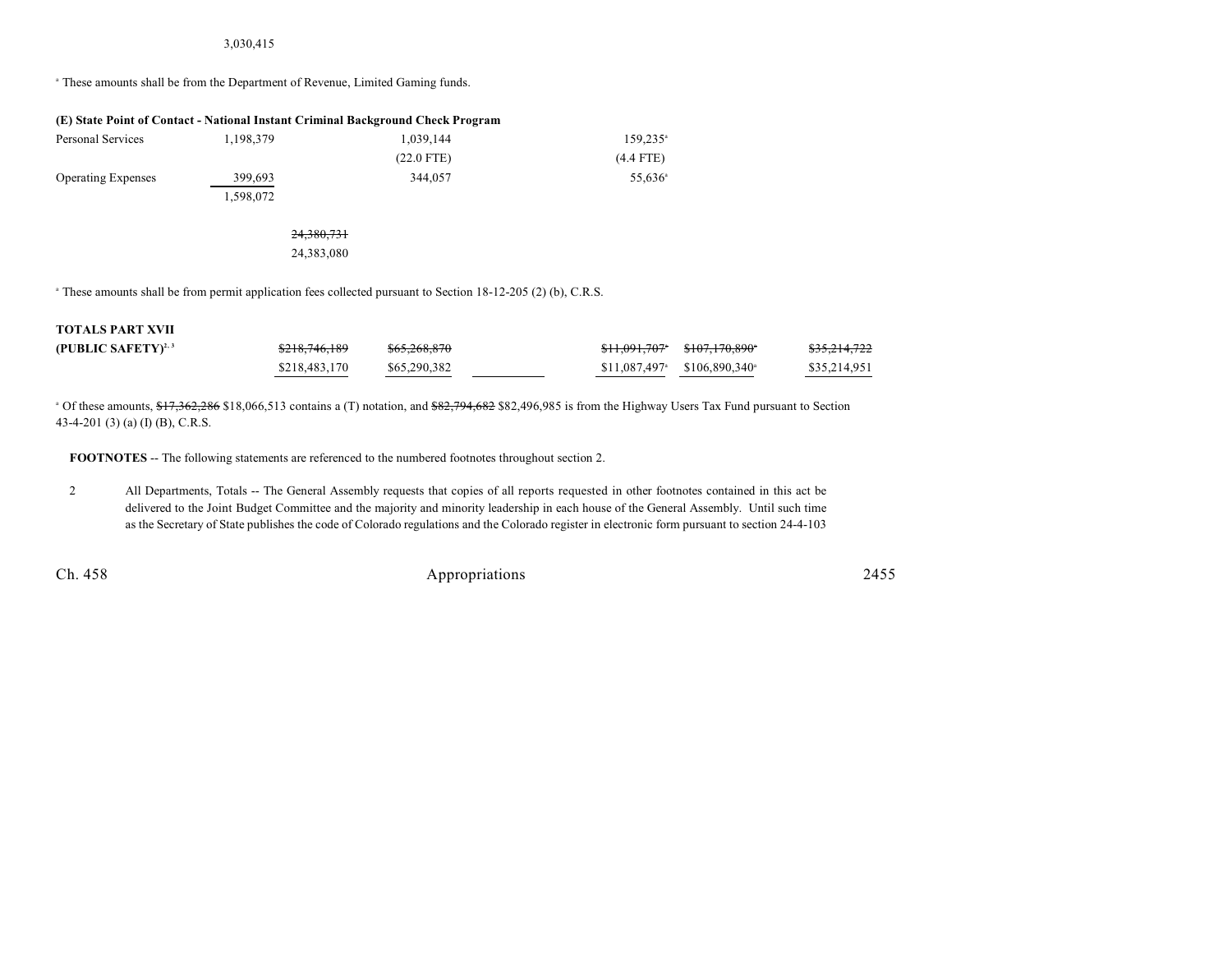3,030,415

[a] These amounts shall be from the Department of Revenue, Limited Gaming funds.

**(E) State Point of Contact - National Instant Criminal Background Check Program**

| | | | | | |
|---|---|---|---|---|---|
| Personal Services | 1,198,379 | | 1,039,144 | | 159,235[a] |
| | | | (22.0 FTE) | | (4.4 FTE) |
| Operating Expenses | 399,693 | | 344,057 | | 55,636[a] |
| | 1,598,072 | | | | |
| | | ~~24,380,731~~ | | | |
| | | 24,383,080 | | | |

[a] These amounts shall be from permit application fees collected pursuant to Section 18-12-205 (2) (b), C.R.S.

**TOTALS PART XVII**

| | | | | | | |
|---|---|---|---|---|---|---|
| **(PUBLIC SAFETY)**[2, 3] | ~~$218,746,189~~ | ~~$65,268,870~~ | | ~~$11,091,707~~[a] | ~~$107,170,890~~[a] | ~~$35,214,722~~ |
| | $218,483,170 | $65,290,382 | | $11,087,497[a] | $106,890,340[a] | $35,214,951 |

[a] Of these amounts, ~~$17,362,286~~ $18,066,513 contains a (T) notation, and ~~$82,794,682~~ $82,496,985 is from the Highway Users Tax Fund pursuant to Section 43-4-201 (3) (a) (I) (B), C.R.S.

**FOOTNOTES** -- The following statements are referenced to the numbered footnotes throughout section 2.

2 All Departments, Totals -- The General Assembly requests that copies of all reports requested in other footnotes contained in this act be delivered to the Joint Budget Committee and the majority and minority leadership in each house of the General Assembly. Until such time as the Secretary of State publishes the code of Colorado regulations and the Colorado register in electronic form pursuant to section 24-4-103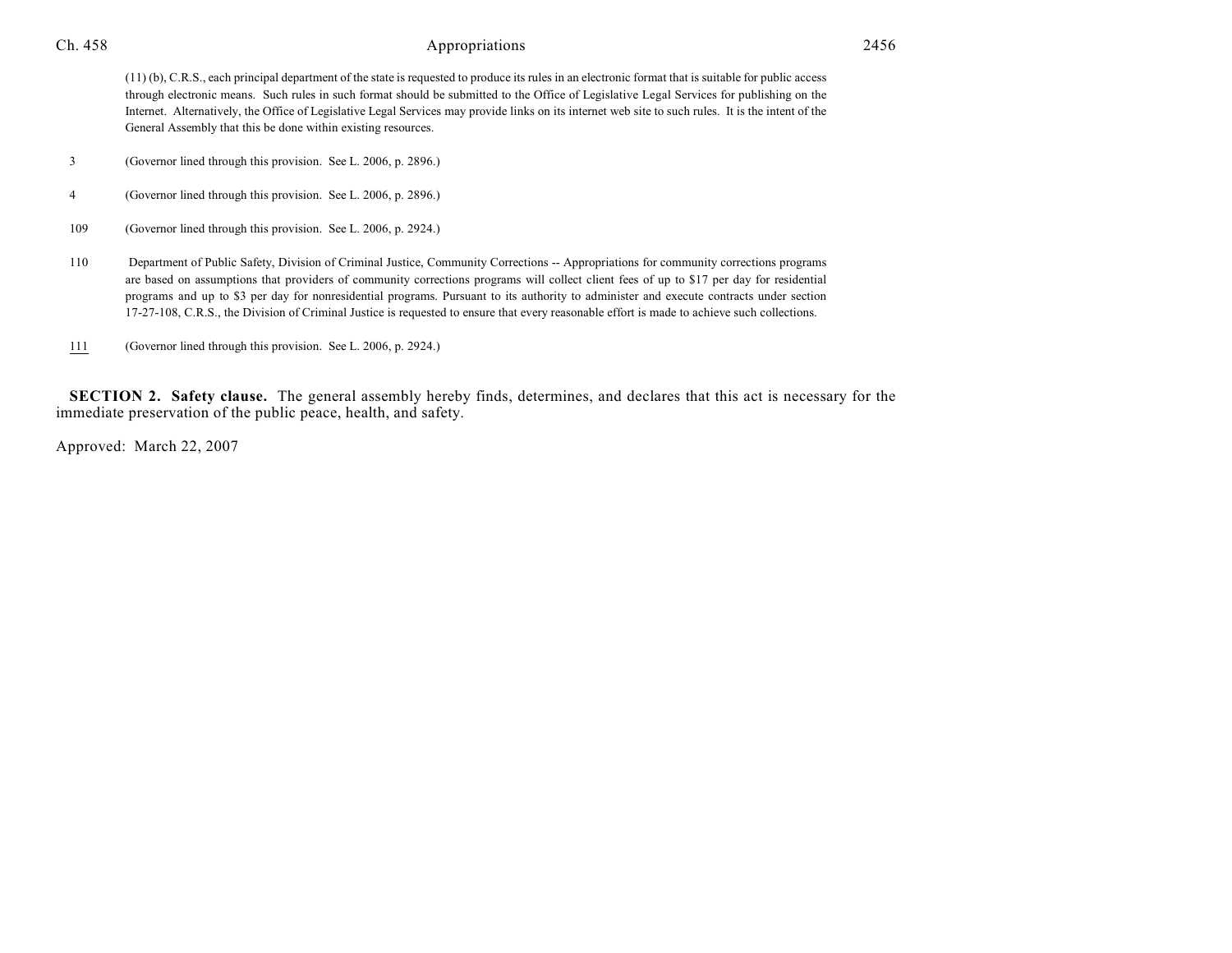(11) (b), C.R.S., each principal department of the state is requested to produce its rules in an electronic format that is suitable for public access through electronic means. Such rules in such format should be submitted to the Office of Legislative Legal Services for publishing on the Internet. Alternatively, the Office of Legislative Legal Services may provide links on its internet web site to such rules. It is the intent of the General Assembly that this be done within existing resources.

3 (Governor lined through this provision. See L. 2006, p. 2896.)

4 (Governor lined through this provision. See L. 2006, p. 2896.)

109 (Governor lined through this provision. See L. 2006, p. 2924.)

110 Department of Public Safety, Division of Criminal Justice, Community Corrections -- Appropriations for community corrections programs are based on assumptions that providers of community corrections programs will collect client fees of up to $17 per day for residential programs and up to $3 per day for nonresidential programs. Pursuant to its authority to administer and execute contracts under section 17-27-108, C.R.S., the Division of Criminal Justice is requested to ensure that every reasonable effort is made to achieve such collections.

111 (Governor lined through this provision. See L. 2006, p. 2924.)

**SECTION 2. Safety clause.** The general assembly hereby finds, determines, and declares that this act is necessary for the immediate preservation of the public peace, health, and safety.

Approved: March 22, 2007